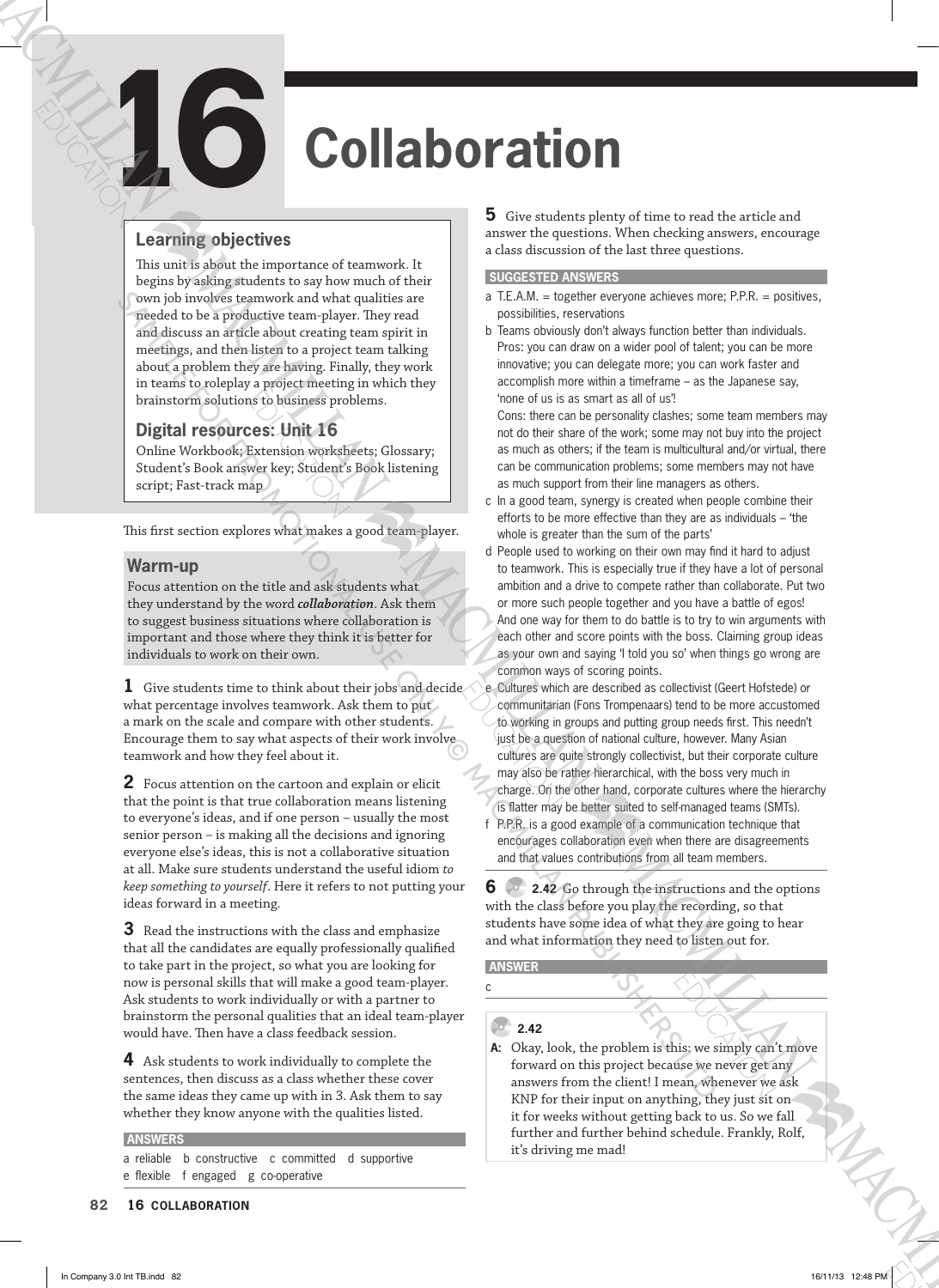# 16 Collaboration

## Learning objectives

This unit is about the importance of teamwork. It begins by asking students to say how much of their own job involves teamwork and what qualities are needed to be a productive team-player. They read and discuss an article about creating team spirit in meetings, and then listen to a project team talking about a problem they are having. Finally, they work in teams to roleplay a project meeting in which they brainstorm solutions to business problems.

## Digital resources: Unit 16

Online Workbook; Extension worksheets; Glossary; Student's Book answer key; Student's Book listening script; Fast-track map

This first section explores what makes a good team-player.

### Warm-up

Focus attention on the title and ask students what they understand by the word ***collaboration***. Ask them to suggest business situations where collaboration is important and those where they think it is better for individuals to work on their own.

**1** Give students time to think about their jobs and decide what percentage involves teamwork. Ask them to put a mark on the scale and compare with other students. Encourage them to say what aspects of their work involve teamwork and how they feel about it.

**2** Focus attention on the cartoon and explain or elicit that the point is that true collaboration means listening to everyone's ideas, and if one person – usually the most senior person – is making all the decisions and ignoring everyone else's ideas, this is not a collaborative situation at all. Make sure students understand the useful idiom *to keep something to yourself*. Here it refers to not putting your ideas forward in a meeting.

**3** Read the instructions with the class and emphasize that all the candidates are equally professionally qualified to take part in the project, so what you are looking for now is personal skills that will make a good team-player. Ask students to work individually or with a partner to brainstorm the personal qualities that an ideal team-player would have. Then have a class feedback session.

**4** Ask students to work individually to complete the sentences, then discuss as a class whether these cover the same ideas they came up with in 3. Ask them to say whether they know anyone with the qualities listed.

**ANSWERS**

a reliable b constructive c committed d supportive
e flexible f engaged g co-operative

**5** Give students plenty of time to read the article and answer the questions. When checking answers, encourage a class discussion of the last three questions.

**SUGGESTED ANSWERS**

a T.E.A.M. = together everyone achieves more; P.P.R. = positives, possibilities, reservations

b Teams obviously don't always function better than individuals. Pros: you can draw on a wider pool of talent; you can be more innovative; you can delegate more; you can work faster and accomplish more within a timeframe – as the Japanese say, 'none of us is as smart as all of us'!
Cons: there can be personality clashes; some team members may not do their share of the work; some may not buy into the project as much as others; if the team is multicultural and/or virtual, there can be communication problems; some members may not have as much support from their line managers as others.

c In a good team, synergy is created when people combine their efforts to be more effective than they are as individuals – 'the whole is greater than the sum of the parts'

d People used to working on their own may find it hard to adjust to teamwork. This is especially true if they have a lot of personal ambition and a drive to compete rather than collaborate. Put two or more such people together and you have a battle of egos! And one way for them to do battle is to try to win arguments with each other and score points with the boss. Claiming group ideas as your own and saying 'I told you so' when things go wrong are common ways of scoring points.

e Cultures which are described as collectivist (Geert Hofstede) or communitarian (Fons Trompenaars) tend to be more accustomed to working in groups and putting group needs first. This needn't just be a question of national culture, however. Many Asian cultures are quite strongly collectivist, but their corporate culture may also be rather hierarchical, with the boss very much in charge. On the other hand, corporate cultures where the hierarchy is flatter may be better suited to self-managed teams (SMTs).

f P.P.R. is a good example of a communication technique that encourages collaboration even when there are disagreements and that values contributions from all team members.

**6** 2.42 Go through the instructions and the options with the class before you play the recording, so that students have some idea of what they are going to hear and what information they need to listen out for.

**ANSWER**

c

**2.42**

**A:** Okay, look, the problem is this: we simply can't move forward on this project because we never get any answers from the client! I mean, whenever we ask KNP for their input on anything, they just sit on it for weeks without getting back to us. So we fall further and further behind schedule. Frankly, Rolf, it's driving me mad!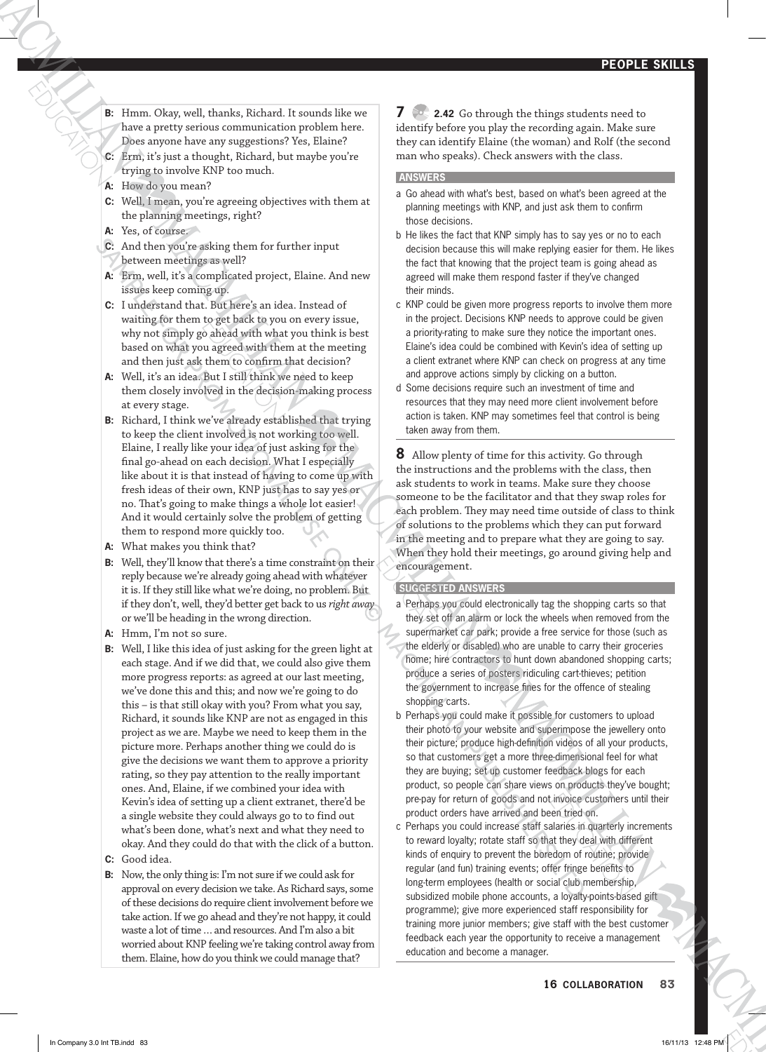**B:** Hmm. Okay, well, thanks, Richard. It sounds like we have a pretty serious communication problem here. Does anyone have any suggestions? Yes, Elaine?

**C:** Erm, it's just a thought, Richard, but maybe you're trying to involve KNP too much.

**A:** How do you mean?

**C:** Well, I mean, you're agreeing objectives with them at the planning meetings, right?

**A:** Yes, of course.

**C:** And then you're asking them for further input between meetings as well?

**A:** Erm, well, it's a complicated project, Elaine. And new issues keep coming up.

**C:** I understand that. But here's an idea. Instead of waiting for them to get back to you on every issue, why not simply go ahead with what you think is best based on what you agreed with them at the meeting and then just ask them to confirm that decision?

**A:** Well, it's an idea. But I still think we need to keep them closely involved in the decision-making process at every stage.

**B:** Richard, I think we've already established that trying to keep the client involved is not working too well. Elaine, I really like your idea of just asking for the final go-ahead on each decision. What I especially like about it is that instead of having to come up with fresh ideas of their own, KNP just has to say yes or no. That's going to make things a whole lot easier! And it would certainly solve the problem of getting them to respond more quickly too.

**A:** What makes you think that?

**B:** Well, they'll know that there's a time constraint on their reply because we're already going ahead with whatever it is. If they still like what we're doing, no problem. But if they don't, well, they'd better get back to us *right away* or we'll be heading in the wrong direction.

**A:** Hmm, I'm not so sure.

**B:** Well, I like this idea of just asking for the green light at each stage. And if we did that, we could also give them more progress reports: as agreed at our last meeting, we've done this and this; and now we're going to do this – is that still okay with you? From what you say, Richard, it sounds like KNP are not as engaged in this project as we are. Maybe we need to keep them in the picture more. Perhaps another thing we could do is give the decisions we want them to approve a priority rating, so they pay attention to the really important ones. And, Elaine, if we combined your idea with Kevin's idea of setting up a client extranet, there'd be a single website they could always go to to find out what's been done, what's next and what they need to okay. And they could do that with the click of a button.

**C:** Good idea.

**B:** Now, the only thing is: I'm not sure if we could ask for approval on every decision we take. As Richard says, some of these decisions do require client involvement before we take action. If we go ahead and they're not happy, it could waste a lot of time … and resources. And I'm also a bit worried about KNP feeling we're taking control away from them. Elaine, how do you think we could manage that?

**7** 2.42 Go through the things students need to identify before you play the recording again. Make sure they can identify Elaine (the woman) and Rolf (the second man who speaks). Check answers with the class.

**ANSWERS**

a Go ahead with what's best, based on what's been agreed at the planning meetings with KNP, and just ask them to confirm those decisions.

b He likes the fact that KNP simply has to say yes or no to each decision because this will make replying easier for them. He likes the fact that knowing that the project team is going ahead as agreed will make them respond faster if they've changed their minds.

c KNP could be given more progress reports to involve them more in the project. Decisions KNP needs to approve could be given a priority-rating to make sure they notice the important ones. Elaine's idea could be combined with Kevin's idea of setting up a client extranet where KNP can check on progress at any time and approve actions simply by clicking on a button.

d Some decisions require such an investment of time and resources that they may need more client involvement before action is taken. KNP may sometimes feel that control is being taken away from them.

**8** Allow plenty of time for this activity. Go through the instructions and the problems with the class, then ask students to work in teams. Make sure they choose someone to be the facilitator and that they swap roles for each problem. They may need time outside of class to think of solutions to the problems which they can put forward in the meeting and to prepare what they are going to say. When they hold their meetings, go around giving help and encouragement.

**SUGGESTED ANSWERS**

a Perhaps you could electronically tag the shopping carts so that they set off an alarm or lock the wheels when removed from the supermarket car park; provide a free service for those (such as the elderly or disabled) who are unable to carry their groceries home; hire contractors to hunt down abandoned shopping carts; produce a series of posters ridiculing cart-thieves; petition the government to increase fines for the offence of stealing shopping carts.

b Perhaps you could make it possible for customers to upload their photo to your website and superimpose the jewellery onto their picture; produce high-definition videos of all your products, so that customers get a more three-dimensional feel for what they are buying; set up customer feedback blogs for each product, so people can share views on products they've bought; pre-pay for return of goods and not invoice customers until their product orders have arrived and been tried on.

c Perhaps you could increase staff salaries in quarterly increments to reward loyalty; rotate staff so that they deal with different kinds of enquiry to prevent the boredom of routine; provide regular (and fun) training events; offer fringe benefits to long-term employees (health or social club membership, subsidized mobile phone accounts, a loyalty-points-based gift programme); give more experienced staff responsibility for training more junior members; give staff with the best customer feedback each year the opportunity to receive a management education and become a manager.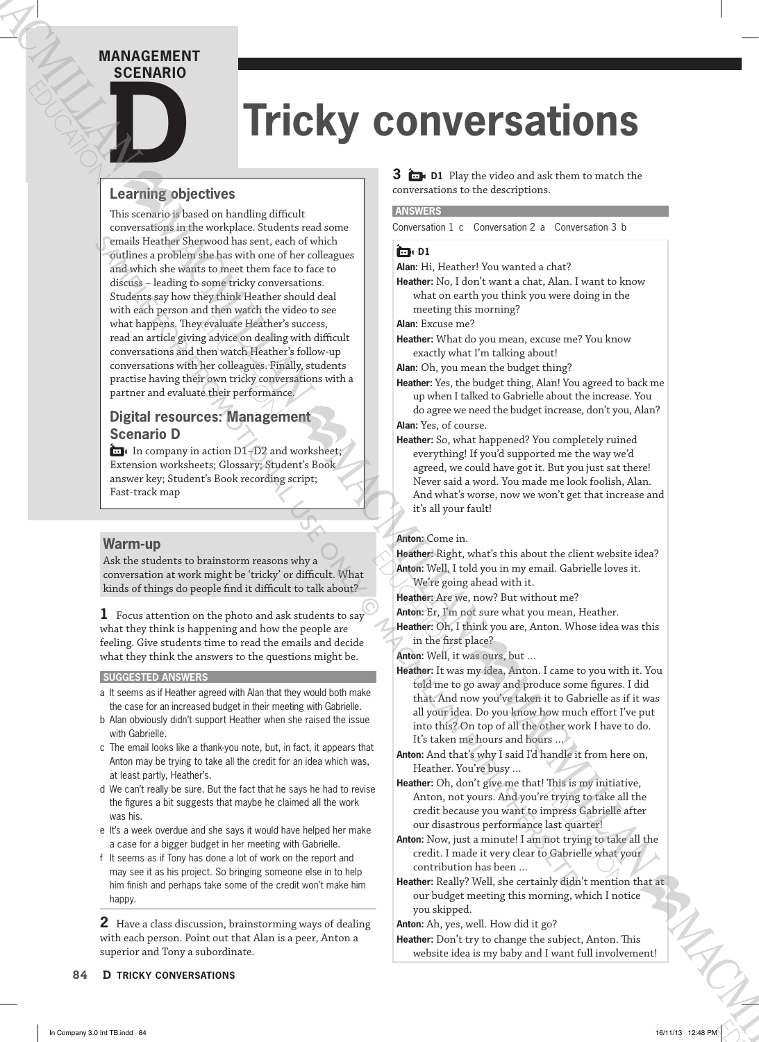# MANAGEMENT SCENARIO D

# Tricky conversations

## Learning objectives

This scenario is based on handling difficult conversations in the workplace. Students read some emails Heather Sherwood has sent, each of which outlines a problem she has with one of her colleagues and which she wants to meet them face to face to discuss – leading to some tricky conversations. Students say how they think Heather should deal with each person and then watch the video to see what happens. They evaluate Heather's success, read an article giving advice on dealing with difficult conversations and then watch Heather's follow-up conversations with her colleagues. Finally, students practise having their own tricky conversations with a partner and evaluate their performance.

## Digital resources: Management Scenario D

In company in action D1–D2 and worksheet; Extension worksheets; Glossary; Student's Book answer key; Student's Book recording script; Fast-track map

## Warm-up

Ask the students to brainstorm reasons why a conversation at work might be 'tricky' or difficult. What kinds of things do people find it difficult to talk about?

**1** Focus attention on the photo and ask students to say what they think is happening and how the people are feeling. Give students time to read the emails and decide what they think the answers to the questions might be.

**SUGGESTED ANSWERS**

a It seems as if Heather agreed with Alan that they would both make the case for an increased budget in their meeting with Gabrielle.
b Alan obviously didn't support Heather when she raised the issue with Gabrielle.
c The email looks like a thank-you note, but, in fact, it appears that Anton may be trying to take all the credit for an idea which was, at least partly, Heather's.
d We can't really be sure. But the fact that he says he had to revise the figures a bit suggests that maybe he claimed all the work was his.
e It's a week overdue and she says it would have helped her make a case for a bigger budget in her meeting with Gabrielle.
f It seems as if Tony has done a lot of work on the report and may see it as his project. So bringing someone else in to help him finish and perhaps take some of the credit won't make him happy.

**2** Have a class discussion, brainstorming ways of dealing with each person. Point out that Alan is a peer, Anton a superior and Tony a subordinate.

**3** D1 Play the video and ask them to match the conversations to the descriptions.

**ANSWERS**

Conversation 1 c Conversation 2 a Conversation 3 b

**D1**

**Alan:** Hi, Heather! You wanted a chat?
**Heather:** No, I don't want a chat, Alan. I want to know what on earth you think you were doing in the meeting this morning?
**Alan:** Excuse me?
**Heather:** What do you mean, excuse me? You know exactly what I'm talking about!
**Alan:** Oh, you mean the budget thing?
**Heather:** Yes, the budget thing, Alan! You agreed to back me up when I talked to Gabrielle about the increase. You do agree we need the budget increase, don't you, Alan?
**Alan:** Yes, of course.
**Heather:** So, what happened? You completely ruined everything! If you'd supported me the way we'd agreed, we could have got it. But you just sat there! Never said a word. You made me look foolish, Alan. And what's worse, now we won't get that increase and it's all your fault!

**Anton:** Come in.
**Heather:** Right, what's this about the client website idea?
**Anton:** Well, I told you in my email. Gabrielle loves it. We're going ahead with it.
**Heather:** Are we, now? But without me?
**Anton:** Er, I'm not sure what you mean, Heather.
**Heather:** Oh, I think you are, Anton. Whose idea was this in the first place?
**Anton:** Well, it was ours, but …
**Heather:** It was my idea, Anton. I came to you with it. You told me to go away and produce some figures. I did that. And now you've taken it to Gabrielle as if it was all your idea. Do you know how much effort I've put into this? On top of all the other work I have to do. It's taken me hours and hours …
**Anton:** And that's why I said I'd handle it from here on, Heather. You're busy …
**Heather:** Oh, don't give me that! This is my initiative, Anton, not yours. And you're trying to take all the credit because you want to impress Gabrielle after our disastrous performance last quarter!
**Anton:** Now, just a minute! I am not trying to take all the credit. I made it very clear to Gabrielle what your contribution has been …
**Heather:** Really? Well, she certainly didn't mention that at our budget meeting this morning, which I notice you skipped.
**Anton:** Ah, yes, well. How did it go?
**Heather:** Don't try to change the subject, Anton. This website idea is my baby and I want full involvement!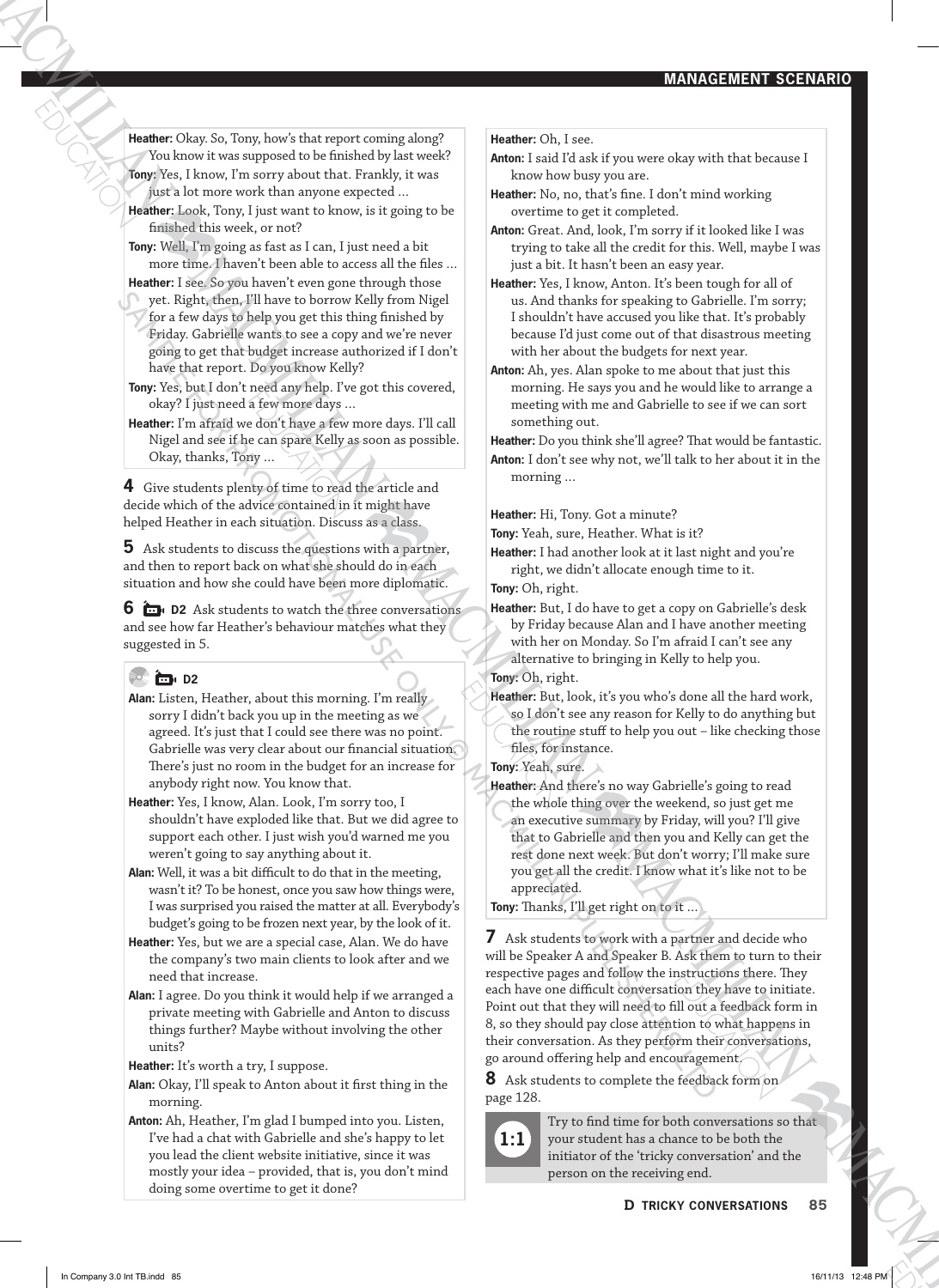Heather: Okay. So, Tony, how's that report coming along? You know it was supposed to be finished by last week?

Tony: Yes, I know, I'm sorry about that. Frankly, it was just a lot more work than anyone expected …

Heather: Look, Tony, I just want to know, is it going to be finished this week, or not?

Tony: Well, I'm going as fast as I can, I just need a bit more time. I haven't been able to access all the files …

Heather: I see. So you haven't even gone through those yet. Right, then, I'll have to borrow Kelly from Nigel for a few days to help you get this thing finished by Friday. Gabrielle wants to see a copy and we're never going to get that budget increase authorized if I don't have that report. Do you know Kelly?

Tony: Yes, but I don't need any help. I've got this covered, okay? I just need a few more days …

Heather: I'm afraid we don't have a few more days. I'll call Nigel and see if he can spare Kelly as soon as possible. Okay, thanks, Tony …

**4** Give students plenty of time to read the article and decide which of the advice contained in it might have helped Heather in each situation. Discuss as a class.

**5** Ask students to discuss the questions with a partner, and then to report back on what she should do in each situation and how she could have been more diplomatic.

**6** D2 Ask students to watch the three conversations and see how far Heather's behaviour matches what they suggested in 5.

**D2**

Alan: Listen, Heather, about this morning. I'm really sorry I didn't back you up in the meeting as we agreed. It's just that I could see there was no point. Gabrielle was very clear about our financial situation. There's just no room in the budget for an increase for anybody right now. You know that.

Heather: Yes, I know, Alan. Look, I'm sorry too, I shouldn't have exploded like that. But we did agree to support each other. I just wish you'd warned me you weren't going to say anything about it.

Alan: Well, it was a bit difficult to do that in the meeting, wasn't it? To be honest, once you saw how things were, I was surprised you raised the matter at all. Everybody's budget's going to be frozen next year, by the look of it.

Heather: Yes, but we are a special case, Alan. We do have the company's two main clients to look after and we need that increase.

Alan: I agree. Do you think it would help if we arranged a private meeting with Gabrielle and Anton to discuss things further? Maybe without involving the other units?

Heather: It's worth a try, I suppose.

Alan: Okay, I'll speak to Anton about it first thing in the morning.

Anton: Ah, Heather, I'm glad I bumped into you. Listen, I've had a chat with Gabrielle and she's happy to let you lead the client website initiative, since it was mostly your idea – provided, that is, you don't mind doing some overtime to get it done?

Heather: Oh, I see.

Anton: I said I'd ask if you were okay with that because I know how busy you are.

Heather: No, no, that's fine. I don't mind working overtime to get it completed.

Anton: Great. And, look, I'm sorry if it looked like I was trying to take all the credit for this. Well, maybe I was just a bit. It hasn't been an easy year.

Heather: Yes, I know, Anton. It's been tough for all of us. And thanks for speaking to Gabrielle. I'm sorry; I shouldn't have accused you like that. It's probably because I'd just come out of that disastrous meeting with her about the budgets for next year.

Anton: Ah, yes. Alan spoke to me about that just this morning. He says you and he would like to arrange a meeting with me and Gabrielle to see if we can sort something out.

Heather: Do you think she'll agree? That would be fantastic.

Anton: I don't see why not, we'll talk to her about it in the morning …

Heather: Hi, Tony. Got a minute?

Tony: Yeah, sure, Heather. What is it?

Heather: I had another look at it last night and you're right, we didn't allocate enough time to it.

Tony: Oh, right.

Heather: But, I do have to get a copy on Gabrielle's desk by Friday because Alan and I have another meeting with her on Monday. So I'm afraid I can't see any alternative to bringing in Kelly to help you.

Tony: Oh, right.

Heather: But, look, it's you who's done all the hard work, so I don't see any reason for Kelly to do anything but the routine stuff to help you out – like checking those files, for instance.

Tony: Yeah, sure.

Heather: And there's no way Gabrielle's going to read the whole thing over the weekend, so just get me an executive summary by Friday, will you? I'll give that to Gabrielle and then you and Kelly can get the rest done next week. But don't worry; I'll make sure you get all the credit. I know what it's like not to be appreciated.

Tony: Thanks, I'll get right on to it …

**7** Ask students to work with a partner and decide who will be Speaker A and Speaker B. Ask them to turn to their respective pages and follow the instructions there. They each have one difficult conversation they have to initiate. Point out that they will need to fill out a feedback form in 8, so they should pay close attention to what happens in their conversation. As they perform their conversations, go around offering help and encouragement.

**8** Ask students to complete the feedback form on page 128.

**1:1** Try to find time for both conversations so that your student has a chance to be both the initiator of the 'tricky conversation' and the person on the receiving end.